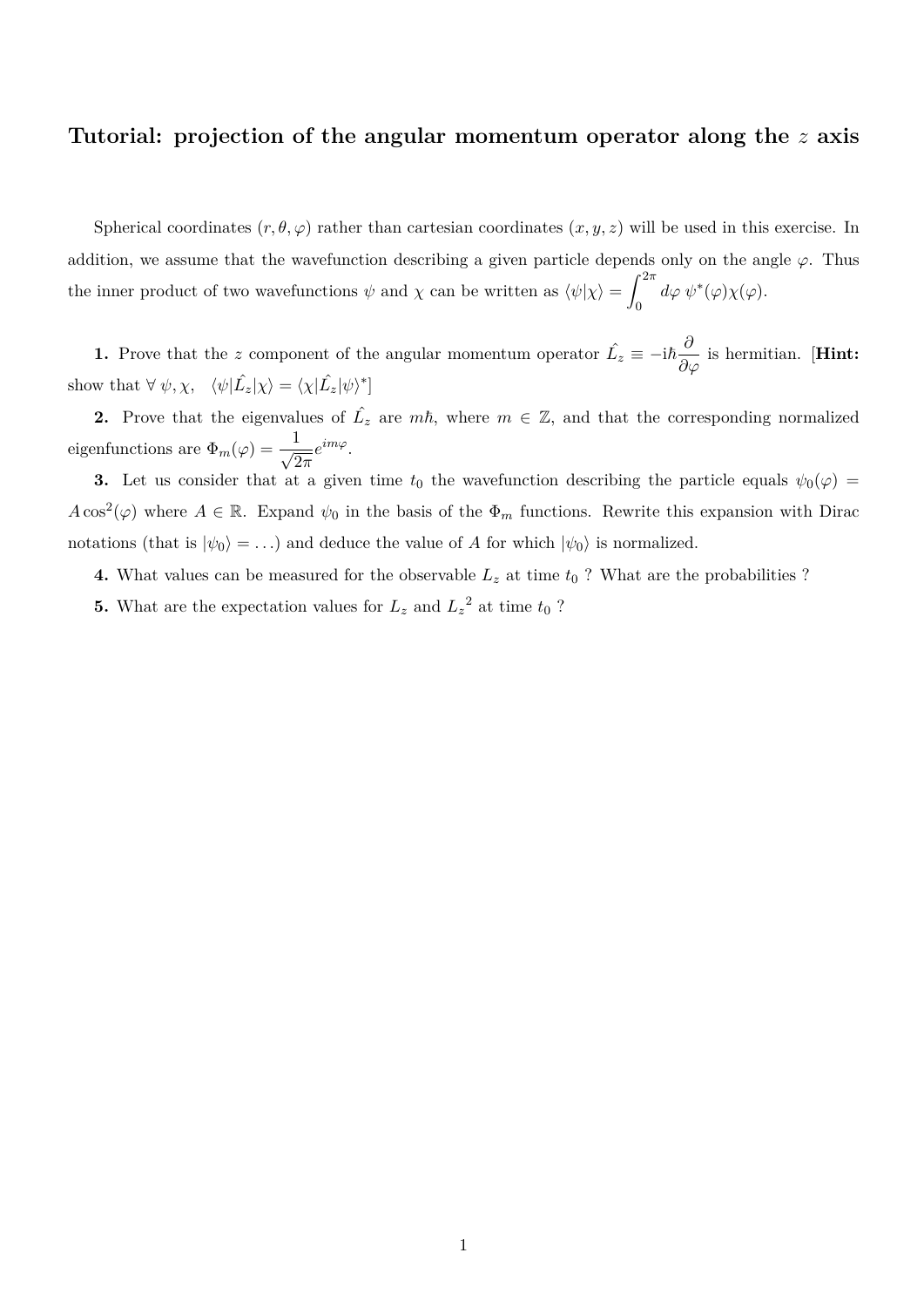## Tutorial: projection of the angular momentum operator along the $z$ axis

Spherical coordinates $(r, \theta, \varphi)$ rather than cartesian coordinates $(x, y, z)$ will be used in this exercise. In addition, we assume that the wavefunction describing a given particle depends only on the angle $\varphi$. Thus the inner product of two wavefunctions $\psi$ and $\chi$ can be written as $\langle\psi|\chi\rangle = \int_0^{2\pi} d\varphi\ \psi^*(\varphi)\chi(\varphi)$.

**1.** Prove that the $z$ component of the angular momentum operator $\hat{L_z} \equiv -\mathrm{i}\hbar\dfrac{\partial}{\partial\varphi}$ is hermitian. [**Hint:** show that $\forall\ \psi, \chi, \quad \langle\psi|\hat{L_z}|\chi\rangle = \langle\chi|\hat{L_z}|\psi\rangle^*$]

**2.** Prove that the eigenvalues of $\hat{L_z}$ are $m\hbar$, where $m \in \mathbb{Z}$, and that the corresponding normalized eigenfunctions are $\Phi_m(\varphi) = \dfrac{1}{\sqrt{2\pi}}e^{im\varphi}$.

**3.** Let us consider that at a given time $t_0$ the wavefunction describing the particle equals $\psi_0(\varphi) = A\cos^2(\varphi)$ where $A \in \mathbb{R}$. Expand $\psi_0$ in the basis of the $\Phi_m$ functions. Rewrite this expansion with Dirac notations (that is $|\psi_0\rangle = \ldots$) and deduce the value of $A$ for which $|\psi_0\rangle$ is normalized.

**4.** What values can be measured for the observable $L_z$ at time $t_0$ ? What are the probabilities ?

**5.** What are the expectation values for $L_z$ and ${L_z}^2$ at time $t_0$ ?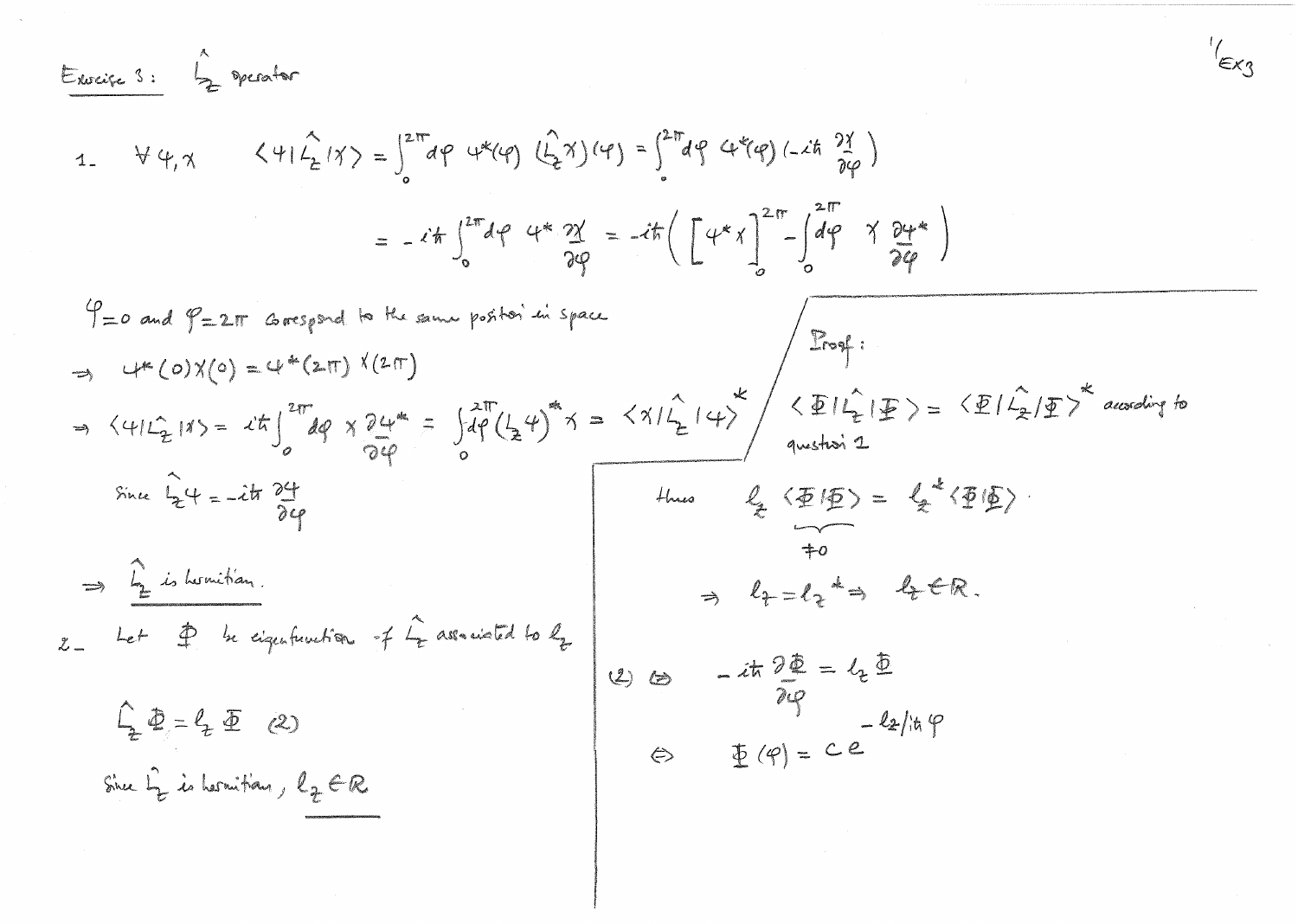Exercise 3 : $\hat{L}_z$ operator

1. $\forall \psi, \chi$ $\quad \langle \psi | \hat{L}_z | \chi \rangle = \int_0^{2\pi} d\varphi \, \psi^*(\varphi) \, (\hat{L}_z \chi)(\varphi) = \int_0^{2\pi} d\varphi \, \psi^*(\varphi) \left(-i\hbar \frac{\partial \chi}{\partial \varphi}\right)$

$$= -i\hbar \int_0^{2\pi} d\varphi \, \psi^* \frac{\partial \chi}{\partial \varphi} = -i\hbar \left( \left[ \psi^* \chi \right]_0^{2\pi} - \int_0^{2\pi} d\varphi \, \chi \frac{\partial \psi^*}{\partial \varphi} \right)$$

$\varphi = 0$ and $\varphi = 2\pi$ correspond to the same position in space

$\Rightarrow \psi^*(0)\chi(0) = \psi^*(2\pi)\chi(2\pi)$

$\Rightarrow \langle \psi | \hat{L}_z | \chi \rangle = i\hbar \int_0^{2\pi} d\varphi \, \chi \frac{\partial \psi^*}{\partial \varphi} = \int_0^{2\pi} d\varphi (\hat{L}_z \psi)^* \chi = \langle \chi | \hat{L}_z | \psi \rangle^*$

Since $\hat{L}_z \psi = -i\hbar \frac{\partial \psi}{\partial \varphi}$

$\Rightarrow$ <u>$\hat{L}_z$ is hermitian.</u>

2. Let $\Phi$ be eigenfunction of $\hat{L}_z$ associated to $l_z$

$$\hat{L}_z \Phi = l_z \Phi \quad (2)$$

Since $\hat{L}_z$ is hermitian, <u>$l_z \in \mathbb{R}$</u>

Proof : $\langle \Phi | \hat{L}_z | \Phi \rangle = \langle \Phi | \hat{L}_z | \Phi \rangle^*$ according to question 1

thus $\quad l_z \underbrace{\langle \Phi | \Phi \rangle}_{\neq 0} = l_z^* \langle \Phi | \Phi \rangle$

$\Rightarrow l_z = l_z^* \Rightarrow l_z \in \mathbb{R}$.

$(2) \Leftrightarrow \quad -i\hbar \frac{\partial \Phi}{\partial \varphi} = l_z \Phi$

$\Leftrightarrow \quad \Phi(\varphi) = c \, e^{-l_z / i\hbar \, \varphi}$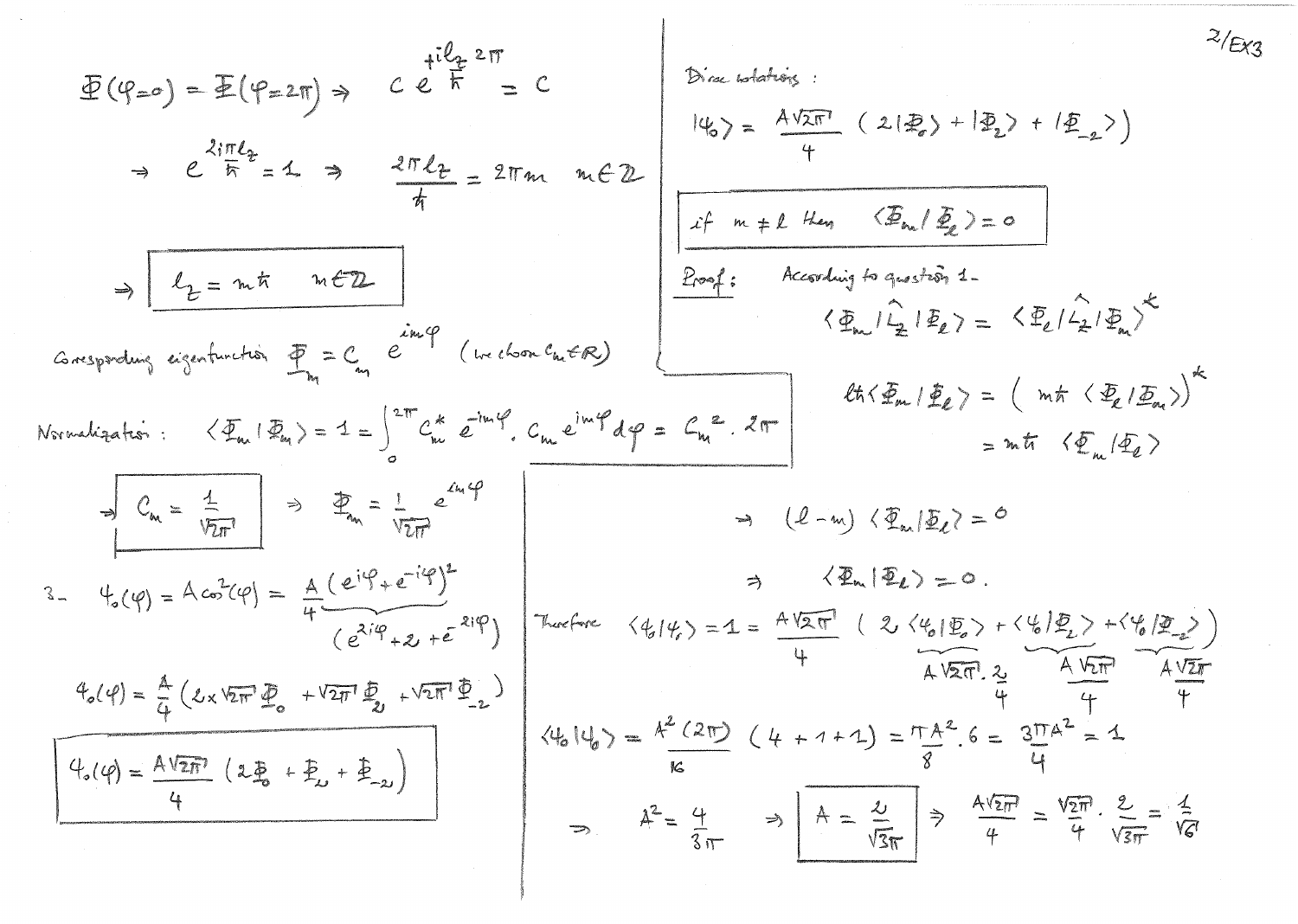$$\Phi(\varphi=0) = \Phi(\varphi=2\pi) \Rightarrow \quad C e^{\frac{+i l_z 2\pi}{\hbar}} = C$$

$$\Rightarrow \quad e^{\frac{2i\pi l_z}{\hbar}} = 1 \Rightarrow \quad \frac{2\pi l_z}{\hbar} = 2\pi m \quad m \in \mathbb{Z}$$

$$\Rightarrow \boxed{l_z = m\hbar \quad m \in \mathbb{Z}}$$

Corresponding eigenfunction $\Phi_m = C_m \, e^{im\varphi}$ (we choose $C_m \in \mathbb{R}$)

Normalization : $\langle \Phi_m | \Phi_m \rangle = 1 = \int_0^{2\pi} C_m^* \, e^{-im\varphi} \cdot C_m e^{im\varphi} \, d\varphi = C_m^2 \cdot 2\pi$

$$\Rightarrow \boxed{C_m = \frac{1}{\sqrt{2\pi}}} \Rightarrow \quad \Phi_m = \frac{1}{\sqrt{2\pi}} e^{im\varphi}$$

3- $\psi_0(\varphi) = A\cos^2(\varphi) = \frac{A\,(e^{i\varphi} + e^{-i\varphi})^2}{4}$, where $(e^{i\varphi} + e^{-i\varphi})^2 = (e^{2i\varphi} + 2 + e^{-2i\varphi})$

$$\psi_0(\varphi) = \frac{A}{4}\left(2 \times \sqrt{2\pi}\,\Phi_0 + \sqrt{2\pi}\,\Phi_2 + \sqrt{2\pi}\,\Phi_{-2}\right)$$

$$\boxed{\psi_0(\varphi) = \frac{A\sqrt{2\pi}}{4}\left(2\Phi_0 + \Phi_2 + \Phi_{-2}\right)}$$

Dirac notations :

$$|\psi_0\rangle = \frac{A\sqrt{2\pi}}{4}\left(2|\Phi_0\rangle + |\Phi_2\rangle + |\Phi_{-2}\rangle\right)$$

$$\boxed{\text{if } m \neq l \text{ then } \langle \Phi_m | \Phi_l \rangle = 0}$$

Proof: According to question 1-

$$\langle \Phi_m | \hat{L}_z | \Phi_l \rangle = \langle \Phi_l | \hat{L}_z | \Phi_m \rangle^*$$

$$l\hbar \langle \Phi_m | \Phi_l \rangle = \left( m\hbar \, \langle \Phi_l | \Phi_m \rangle \right)^*$$

$$= m\hbar \, \langle \Phi_m | \Phi_l \rangle$$

$$\Rightarrow \quad (l - m)\langle \Phi_m | \Phi_l \rangle = 0$$

$$\Rightarrow \quad \langle \Phi_m | \Phi_l \rangle = 0.$$

Therefore $\langle \psi_0 | \psi_0 \rangle = 1 = \frac{A\sqrt{2\pi}}{4}\left( 2\langle \psi_0 | \Phi_0 \rangle + \langle \psi_0 | \Phi_2 \rangle + \langle \psi_0 | \Phi_{-2} \rangle \right)$

with $\langle \psi_0 | \Phi_0 \rangle = \frac{A\sqrt{2\pi} \cdot 2}{4}$, $\langle \psi_0 | \Phi_2 \rangle = \frac{A\sqrt{2\pi}}{4}$, $\langle \psi_0 | \Phi_{-2} \rangle = \frac{A\sqrt{2\pi}}{4}$

$$\langle \psi_0 | \psi_0 \rangle = \frac{A^2(2\pi)}{16}(4 + 1 + 1) = \frac{\pi A^2}{8} \cdot 6 = \frac{3\pi A^2}{4} = 1$$

$$\Rightarrow \quad A^2 = \frac{4}{3\pi} \quad \Rightarrow \boxed{A = \frac{2}{\sqrt{3\pi}}} \Rightarrow \quad \frac{A\sqrt{2\pi}}{4} = \frac{\sqrt{2\pi}}{4} \cdot \frac{2}{\sqrt{3\pi}} = \frac{1}{\sqrt{6}}$$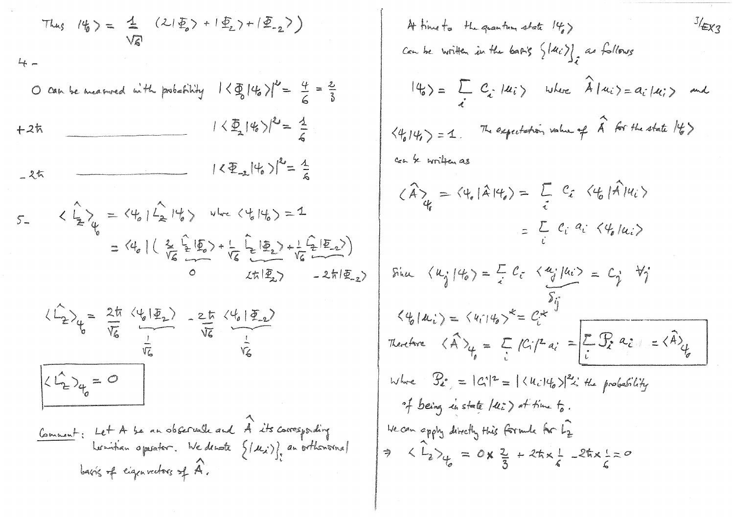Thus $|\psi_0\rangle = \frac{1}{\sqrt{6}} \left( 2|\Phi_0\rangle + |\Phi_2\rangle + |\Phi_{-2}\rangle \right)$

4-

$0$ can be measured with probability $|\langle \Phi_0 | \psi_0 \rangle|^2 = \frac{4}{6} = \frac{2}{3}$

$+2\hbar$ ________________ $|\langle \Phi_2 | \psi_0 \rangle|^2 = \frac{1}{6}$

$-2\hbar$ ________________ $|\langle \Phi_{-2} | \psi_0 \rangle|^2 = \frac{1}{6}$

5- $\langle \hat{L}_z \rangle_{\psi_0} = \langle \psi_0 | \hat{L}_z | \psi_0 \rangle$ where $\langle \psi_0 | \psi_0 \rangle = 1$

$$= \langle \psi_0 | \Big( \frac{2}{\sqrt{6}} \underbrace{\hat{L}_z |\Phi_0\rangle}_{0} + \frac{1}{\sqrt{6}} \underbrace{\hat{L}_z |\Phi_2\rangle}_{2\hbar|\Phi_2\rangle} + \frac{1}{\sqrt{6}} \underbrace{\hat{L}_z |\Phi_{-2}\rangle}_{-2\hbar|\Phi_{-2}\rangle} \Big)$$

$$\langle \hat{L}_z \rangle_{\psi_0} = \frac{2\hbar}{\sqrt{6}} \underbrace{\langle \psi_0 | \Phi_2 \rangle}_{\frac{1}{\sqrt{6}}} - \frac{2\hbar}{\sqrt{6}} \underbrace{\langle \psi_0 | \Phi_{-2} \rangle}_{\frac{1}{\sqrt{6}}}$$

$$\boxed{\langle \hat{L}_z \rangle_{\psi_0} = 0}$$

<u>Comment</u>: Let $A$ be an observable and $\hat{A}$ its corresponding hermitian operator. We denote $\{|u_i\rangle\}_i$ an orthonormal basis of eigenvectors of $\hat{A}$.

At time $t_0$ the quantum state $|\psi_0\rangle$ can be written in the basis $\{|u_i\rangle\}_i$ as follows

$$|\psi_0\rangle = \sum_i c_i |u_i\rangle \quad \text{where} \quad \hat{A}|u_i\rangle = a_i |u_i\rangle \quad \text{and}$$

$\langle \psi_0 | \psi_0 \rangle = 1$. The expectation value of $\hat{A}$ for the state $|\psi_0\rangle$ can be written as

$$\langle \hat{A} \rangle_{\psi_0} = \langle \psi_0 | \hat{A} | \psi_0 \rangle = \sum_i c_i \langle \psi_0 | \hat{A} | u_i \rangle$$

$$= \sum_i c_i a_i \langle \psi_0 | u_i \rangle$$

Since $\langle u_j | \psi_0 \rangle = \sum_i c_i \underbrace{\langle u_j | u_i \rangle}_{\delta_{ij}} = c_j \quad \forall j$

$\langle \psi_0 | u_i \rangle = \langle u_i | \psi_0 \rangle^* = c_i^*$

Therefore $\langle \hat{A} \rangle_{\psi_0} = \sum_i |c_i|^2 a_i = \boxed{\sum_i \mathcal{P}_i a_i = \langle \hat{A} \rangle_{\psi_0}}$

where $\mathcal{P}_i = |c_i|^2 = |\langle u_i | \psi_0 \rangle|^2$ is the probability of being in state $|u_i\rangle$ at time $t_0$.

We can apply directly this formula for $\hat{L}_z$

$$\Rightarrow \langle \hat{L}_z \rangle_{\psi_0} = 0 \times \frac{2}{3} + 2\hbar \times \frac{1}{6} - 2\hbar \times \frac{1}{6} = 0$$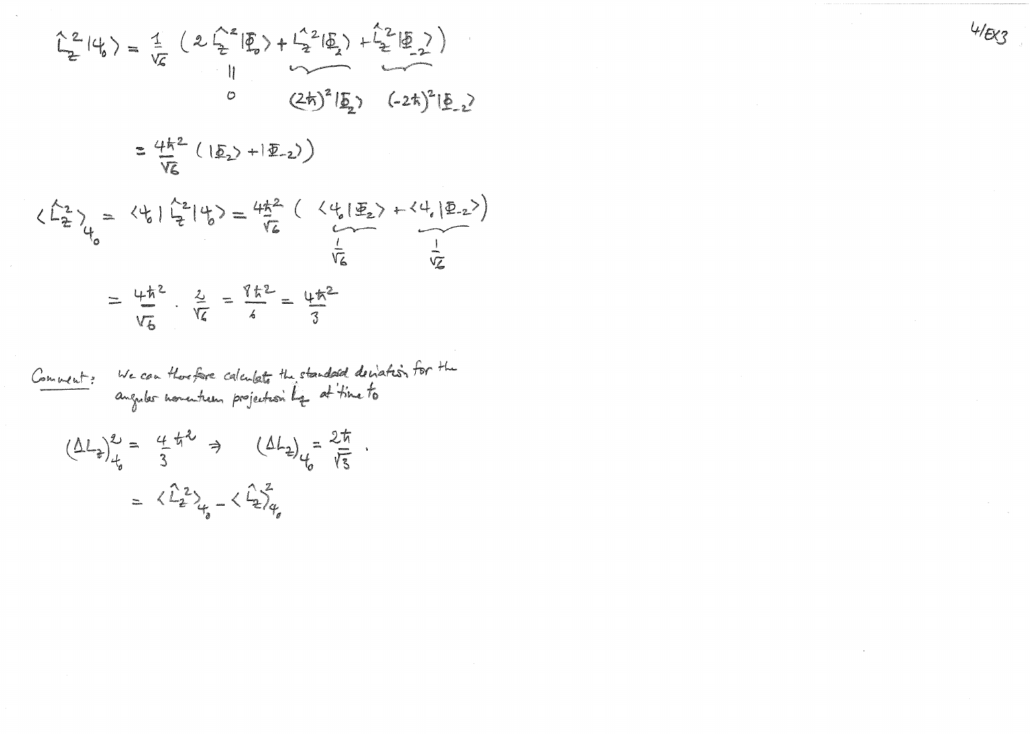$$\hat{L}_z^2 |\psi_0\rangle = \frac{1}{\sqrt{6}} \left( 2 \hat{L}_z^2 |\Phi_0\rangle + \hat{L}_z^2 |\Phi_2\rangle + \hat{L}_z^2 |\Phi_{-2}\rangle \right)$$

where $2\hat{L}_z^2 |\Phi_0\rangle = 0$, $\hat{L}_z^2 |\Phi_2\rangle = (2\hbar)^2 |\Phi_2\rangle$, $\hat{L}_z^2 |\Phi_{-2}\rangle = (-2\hbar)^2 |\Phi_{-2}\rangle$

$$= \frac{4\hbar^2}{\sqrt{6}} \left( |\Phi_2\rangle + |\Phi_{-2}\rangle \right)$$

$$\langle \hat{L}_z^2 \rangle_{\psi_0} = \langle \psi_0 | \hat{L}_z^2 | \psi_0 \rangle = \frac{4\hbar^2}{\sqrt{6}} \left( \langle \psi_0 | \Phi_2 \rangle + \langle \psi_0 | \Phi_{-2} \rangle \right)$$

where $\langle \psi_0 | \Phi_2 \rangle = \frac{1}{\sqrt{6}}$, $\langle \psi_0 | \Phi_{-2} \rangle = \frac{1}{\sqrt{6}}$

$$= \frac{4\hbar^2}{\sqrt{6}} \cdot \frac{2}{\sqrt{6}} = \frac{8\hbar^2}{6} = \frac{4\hbar^2}{3}$$

<u>Comment:</u> We can therefore calculate the standard deviation for the angular momentum projection $L_z$ at time $t_0$

$$(\Delta L_z)^2_{\psi_0} = \frac{4}{3}\hbar^2 \Rightarrow (\Delta L_z)_{\psi_0} = \frac{2\hbar}{\sqrt{3}} .$$

$$= \langle \hat{L}_z^2 \rangle_{\psi_0} - \langle \hat{L}_z \rangle^2_{\psi_0}$$